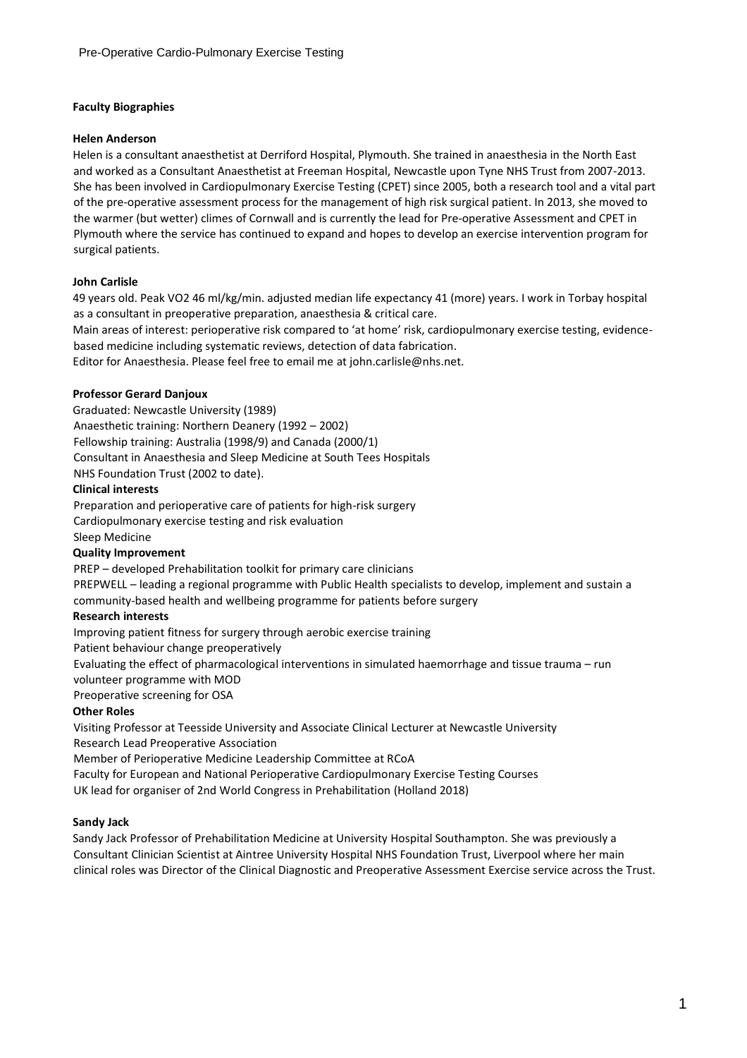**Faculty Biographies**

**Helen Anderson**

Helen is a consultant anaesthetist at Derriford Hospital, Plymouth. She trained in anaesthesia in the North East and worked as a Consultant Anaesthetist at Freeman Hospital, Newcastle upon Tyne NHS Trust from 2007-2013. She has been involved in Cardiopulmonary Exercise Testing (CPET) since 2005, both a research tool and a vital part of the pre-operative assessment process for the management of high risk surgical patient. In 2013, she moved to the warmer (but wetter) climes of Cornwall and is currently the lead for Pre-operative Assessment and CPET in Plymouth where the service has continued to expand and hopes to develop an exercise intervention program for surgical patients.

**John Carlisle**

49 years old. Peak VO2 46 ml/kg/min. adjusted median life expectancy 41 (more) years. I work in Torbay hospital as a consultant in preoperative preparation, anaesthesia & critical care.

Main areas of interest: perioperative risk compared to 'at home' risk, cardiopulmonary exercise testing, evidence-based medicine including systematic reviews, detection of data fabrication.

Editor for Anaesthesia. Please feel free to email me at john.carlisle@nhs.net.

**Professor Gerard Danjoux**

Graduated: Newcastle University (1989)

Anaesthetic training: Northern Deanery (1992 – 2002)

Fellowship training: Australia (1998/9) and Canada (2000/1)

Consultant in Anaesthesia and Sleep Medicine at South Tees Hospitals NHS Foundation Trust (2002 to date).

**Clinical interests**

Preparation and perioperative care of patients for high-risk surgery

Cardiopulmonary exercise testing and risk evaluation

Sleep Medicine

**Quality Improvement**

PREP – developed Prehabilitation toolkit for primary care clinicians

PREPWELL – leading a regional programme with Public Health specialists to develop, implement and sustain a community-based health and wellbeing programme for patients before surgery

**Research interests**

Improving patient fitness for surgery through aerobic exercise training

Patient behaviour change preoperatively

Evaluating the effect of pharmacological interventions in simulated haemorrhage and tissue trauma – run volunteer programme with MOD

Preoperative screening for OSA

**Other Roles**

Visiting Professor at Teesside University and Associate Clinical Lecturer at Newcastle University

Research Lead Preoperative Association

Member of Perioperative Medicine Leadership Committee at RCoA

Faculty for European and National Perioperative Cardiopulmonary Exercise Testing Courses

UK lead for organiser of 2nd World Congress in Prehabilitation (Holland 2018)

**Sandy Jack**

Sandy Jack Professor of Prehabilitation Medicine at University Hospital Southampton. She was previously a Consultant Clinician Scientist at Aintree University Hospital NHS Foundation Trust, Liverpool where her main clinical roles was Director of the Clinical Diagnostic and Preoperative Assessment Exercise service across the Trust.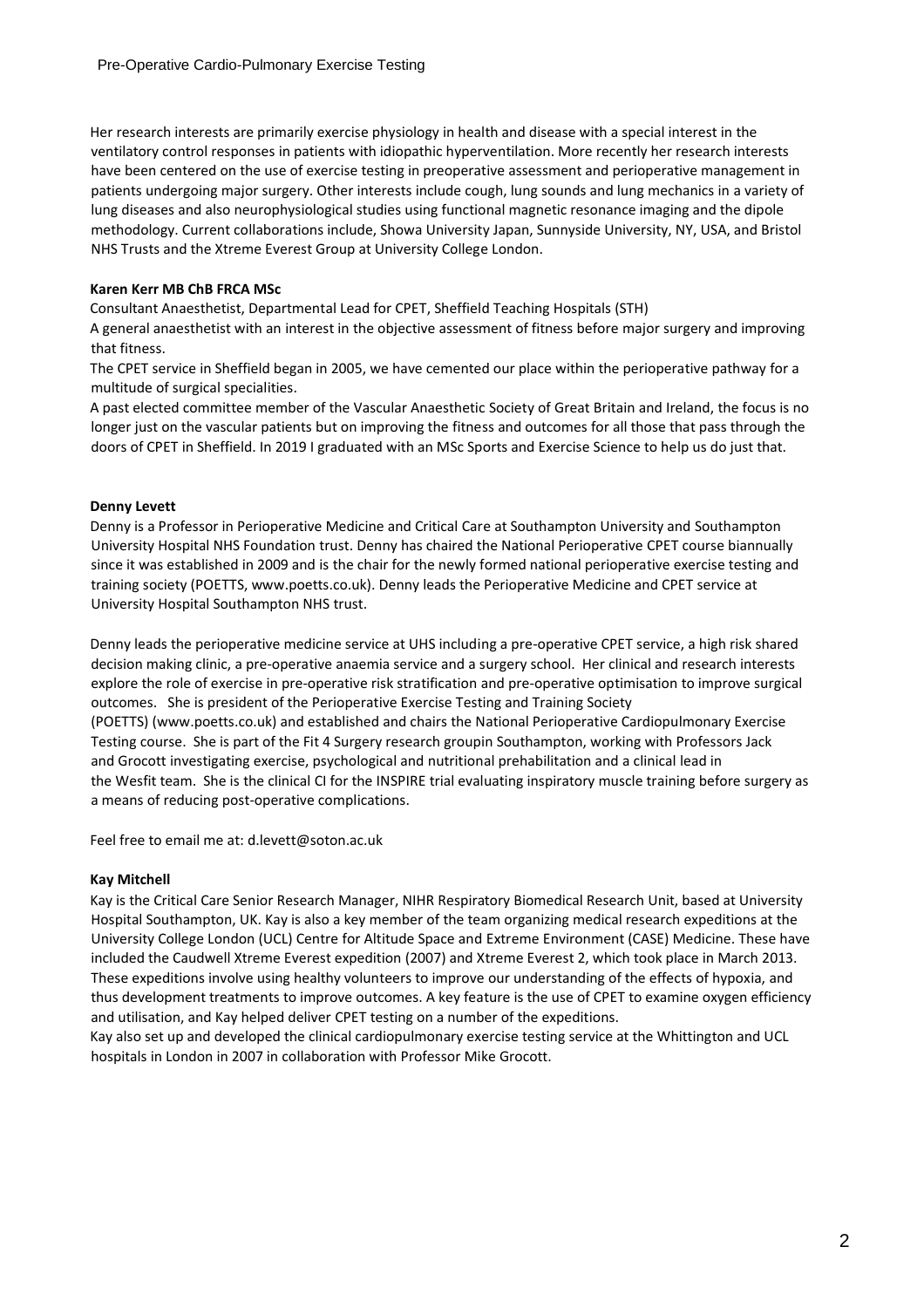Her research interests are primarily exercise physiology in health and disease with a special interest in the ventilatory control responses in patients with idiopathic hyperventilation. More recently her research interests have been centered on the use of exercise testing in preoperative assessment and perioperative management in patients undergoing major surgery. Other interests include cough, lung sounds and lung mechanics in a variety of lung diseases and also neurophysiological studies using functional magnetic resonance imaging and the dipole methodology. Current collaborations include, Showa University Japan, Sunnyside University, NY, USA, and Bristol NHS Trusts and the Xtreme Everest Group at University College London.

**Karen Kerr MB ChB FRCA MSc**

Consultant Anaesthetist, Departmental Lead for CPET, Sheffield Teaching Hospitals (STH)

A general anaesthetist with an interest in the objective assessment of fitness before major surgery and improving that fitness.

The CPET service in Sheffield began in 2005, we have cemented our place within the perioperative pathway for a multitude of surgical specialities.

A past elected committee member of the Vascular Anaesthetic Society of Great Britain and Ireland, the focus is no longer just on the vascular patients but on improving the fitness and outcomes for all those that pass through the doors of CPET in Sheffield. In 2019 I graduated with an MSc Sports and Exercise Science to help us do just that.

**Denny Levett**

Denny is a Professor in Perioperative Medicine and Critical Care at Southampton University and Southampton University Hospital NHS Foundation trust. Denny has chaired the National Perioperative CPET course biannually since it was established in 2009 and is the chair for the newly formed national perioperative exercise testing and training society (POETTS, www.poetts.co.uk). Denny leads the Perioperative Medicine and CPET service at University Hospital Southampton NHS trust.

Denny leads the perioperative medicine service at UHS including a pre-operative CPET service, a high risk shared decision making clinic, a pre-operative anaemia service and a surgery school. Her clinical and research interests explore the role of exercise in pre-operative risk stratification and pre-operative optimisation to improve surgical outcomes. She is president of the Perioperative Exercise Testing and Training Society (POETTS) (www.poetts.co.uk) and established and chairs the National Perioperative Cardiopulmonary Exercise Testing course. She is part of the Fit 4 Surgery research groupin Southampton, working with Professors Jack and Grocott investigating exercise, psychological and nutritional prehabilitation and a clinical lead in the Wesfit team. She is the clinical CI for the INSPIRE trial evaluating inspiratory muscle training before surgery as a means of reducing post-operative complications.

Feel free to email me at: d.levett@soton.ac.uk

**Kay Mitchell**

Kay is the Critical Care Senior Research Manager, NIHR Respiratory Biomedical Research Unit, based at University Hospital Southampton, UK. Kay is also a key member of the team organizing medical research expeditions at the University College London (UCL) Centre for Altitude Space and Extreme Environment (CASE) Medicine. These have included the Caudwell Xtreme Everest expedition (2007) and Xtreme Everest 2, which took place in March 2013. These expeditions involve using healthy volunteers to improve our understanding of the effects of hypoxia, and thus development treatments to improve outcomes. A key feature is the use of CPET to examine oxygen efficiency and utilisation, and Kay helped deliver CPET testing on a number of the expeditions.

Kay also set up and developed the clinical cardiopulmonary exercise testing service at the Whittington and UCL hospitals in London in 2007 in collaboration with Professor Mike Grocott.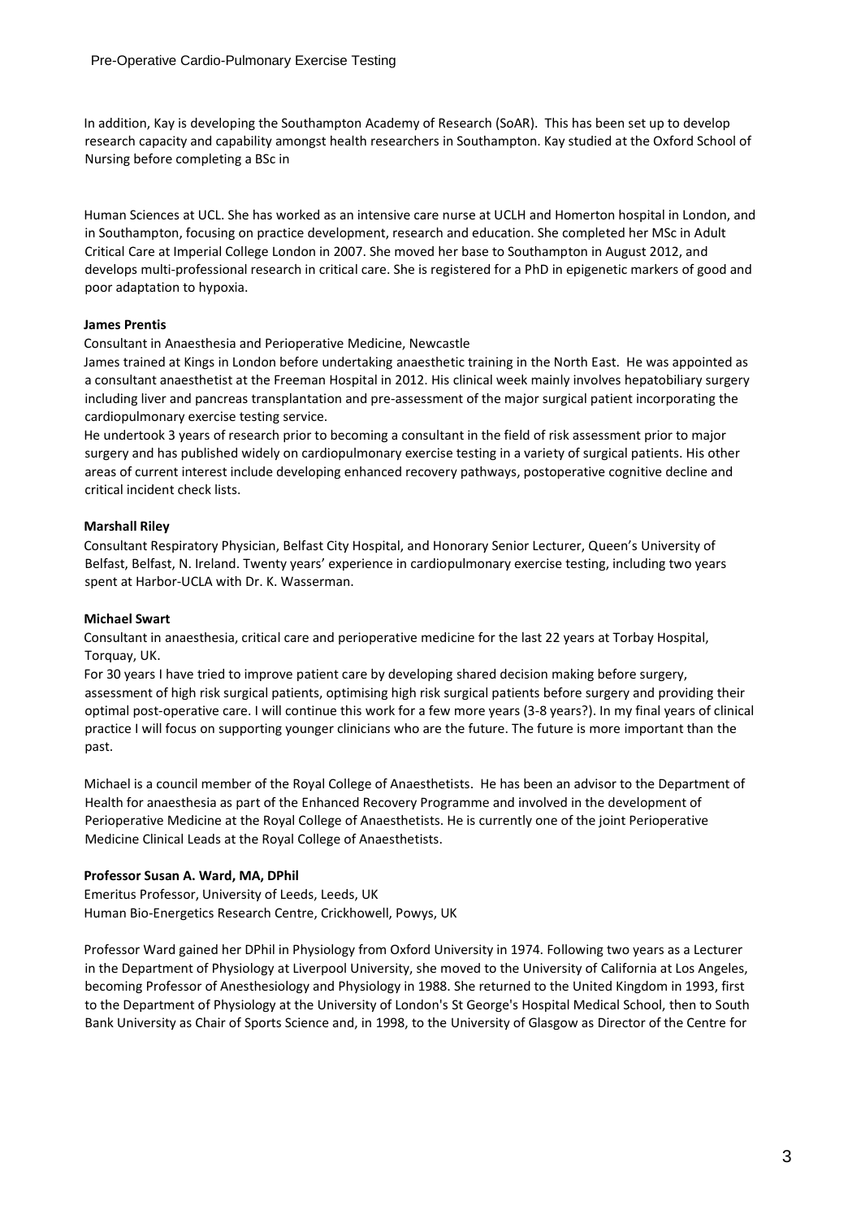In addition, Kay is developing the Southampton Academy of Research (SoAR). This has been set up to develop research capacity and capability amongst health researchers in Southampton. Kay studied at the Oxford School of Nursing before completing a BSc in

Human Sciences at UCL. She has worked as an intensive care nurse at UCLH and Homerton hospital in London, and in Southampton, focusing on practice development, research and education. She completed her MSc in Adult Critical Care at Imperial College London in 2007. She moved her base to Southampton in August 2012, and develops multi-professional research in critical care. She is registered for a PhD in epigenetic markers of good and poor adaptation to hypoxia.

**James Prentis**

Consultant in Anaesthesia and Perioperative Medicine, Newcastle

James trained at Kings in London before undertaking anaesthetic training in the North East. He was appointed as a consultant anaesthetist at the Freeman Hospital in 2012. His clinical week mainly involves hepatobiliary surgery including liver and pancreas transplantation and pre-assessment of the major surgical patient incorporating the cardiopulmonary exercise testing service.

He undertook 3 years of research prior to becoming a consultant in the field of risk assessment prior to major surgery and has published widely on cardiopulmonary exercise testing in a variety of surgical patients. His other areas of current interest include developing enhanced recovery pathways, postoperative cognitive decline and critical incident check lists.

**Marshall Riley**

Consultant Respiratory Physician, Belfast City Hospital, and Honorary Senior Lecturer, Queen's University of Belfast, Belfast, N. Ireland. Twenty years' experience in cardiopulmonary exercise testing, including two years spent at Harbor-UCLA with Dr. K. Wasserman.

**Michael Swart**

Consultant in anaesthesia, critical care and perioperative medicine for the last 22 years at Torbay Hospital, Torquay, UK.

For 30 years I have tried to improve patient care by developing shared decision making before surgery, assessment of high risk surgical patients, optimising high risk surgical patients before surgery and providing their optimal post-operative care. I will continue this work for a few more years (3-8 years?). In my final years of clinical practice I will focus on supporting younger clinicians who are the future. The future is more important than the past.

Michael is a council member of the Royal College of Anaesthetists. He has been an advisor to the Department of Health for anaesthesia as part of the Enhanced Recovery Programme and involved in the development of Perioperative Medicine at the Royal College of Anaesthetists. He is currently one of the joint Perioperative Medicine Clinical Leads at the Royal College of Anaesthetists.

**Professor Susan A. Ward, MA, DPhil**

Emeritus Professor, University of Leeds, Leeds, UK

Human Bio-Energetics Research Centre, Crickhowell, Powys, UK

Professor Ward gained her DPhil in Physiology from Oxford University in 1974. Following two years as a Lecturer in the Department of Physiology at Liverpool University, she moved to the University of California at Los Angeles, becoming Professor of Anesthesiology and Physiology in 1988. She returned to the United Kingdom in 1993, first to the Department of Physiology at the University of London's St George's Hospital Medical School, then to South Bank University as Chair of Sports Science and, in 1998, to the University of Glasgow as Director of the Centre for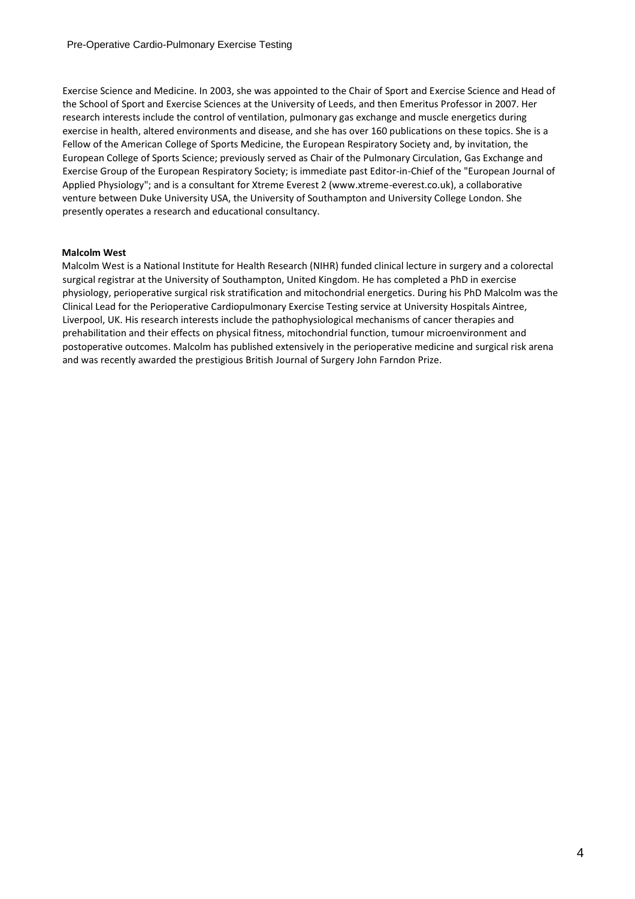Exercise Science and Medicine. In 2003, she was appointed to the Chair of Sport and Exercise Science and Head of the School of Sport and Exercise Sciences at the University of Leeds, and then Emeritus Professor in 2007. Her research interests include the control of ventilation, pulmonary gas exchange and muscle energetics during exercise in health, altered environments and disease, and she has over 160 publications on these topics. She is a Fellow of the American College of Sports Medicine, the European Respiratory Society and, by invitation, the European College of Sports Science; previously served as Chair of the Pulmonary Circulation, Gas Exchange and Exercise Group of the European Respiratory Society; is immediate past Editor-in-Chief of the "European Journal of Applied Physiology"; and is a consultant for Xtreme Everest 2 (www.xtreme-everest.co.uk), a collaborative venture between Duke University USA, the University of Southampton and University College London. She presently operates a research and educational consultancy.

**Malcolm West**

Malcolm West is a National Institute for Health Research (NIHR) funded clinical lecture in surgery and a colorectal surgical registrar at the University of Southampton, United Kingdom. He has completed a PhD in exercise physiology, perioperative surgical risk stratification and mitochondrial energetics. During his PhD Malcolm was the Clinical Lead for the Perioperative Cardiopulmonary Exercise Testing service at University Hospitals Aintree, Liverpool, UK. His research interests include the pathophysiological mechanisms of cancer therapies and prehabilitation and their effects on physical fitness, mitochondrial function, tumour microenvironment and postoperative outcomes. Malcolm has published extensively in the perioperative medicine and surgical risk arena and was recently awarded the prestigious British Journal of Surgery John Farndon Prize.